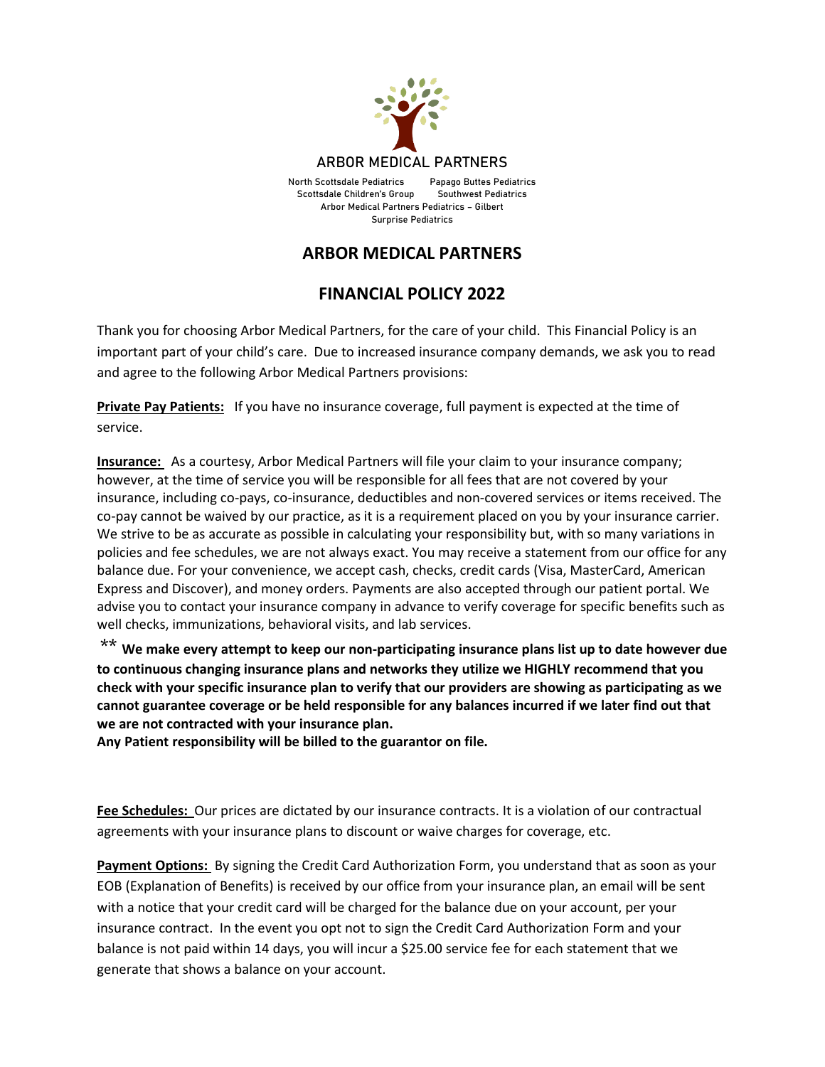ARBOR MEDICAL PARTNERS

North Scottsdale Pediatrics    Papago Buttes Pediatrics
Scottsdale Children's Group    Southwest Pediatrics
Arbor Medical Partners Pediatrics – Gilbert
Surprise Pediatrics

# ARBOR MEDICAL PARTNERS

## FINANCIAL POLICY 2022

Thank you for choosing Arbor Medical Partners, for the care of your child. This Financial Policy is an important part of your child's care. Due to increased insurance company demands, we ask you to read and agree to the following Arbor Medical Partners provisions:

**Private Pay Patients:** If you have no insurance coverage, full payment is expected at the time of service.

**Insurance:** As a courtesy, Arbor Medical Partners will file your claim to your insurance company; however, at the time of service you will be responsible for all fees that are not covered by your insurance, including co-pays, co-insurance, deductibles and non-covered services or items received. The co-pay cannot be waived by our practice, as it is a requirement placed on you by your insurance carrier. We strive to be as accurate as possible in calculating your responsibility but, with so many variations in policies and fee schedules, we are not always exact. You may receive a statement from our office for any balance due. For your convenience, we accept cash, checks, credit cards (Visa, MasterCard, American Express and Discover), and money orders. Payments are also accepted through our patient portal. We advise you to contact your insurance company in advance to verify coverage for specific benefits such as well checks, immunizations, behavioral visits, and lab services.

** **We make every attempt to keep our non-participating insurance plans list up to date however due to continuous changing insurance plans and networks they utilize we HIGHLY recommend that you check with your specific insurance plan to verify that our providers are showing as participating as we cannot guarantee coverage or be held responsible for any balances incurred if we later find out that we are not contracted with your insurance plan.**
**Any Patient responsibility will be billed to the guarantor on file.**

**Fee Schedules:** Our prices are dictated by our insurance contracts. It is a violation of our contractual agreements with your insurance plans to discount or waive charges for coverage, etc.

**Payment Options:** By signing the Credit Card Authorization Form, you understand that as soon as your EOB (Explanation of Benefits) is received by our office from your insurance plan, an email will be sent with a notice that your credit card will be charged for the balance due on your account, per your insurance contract. In the event you opt not to sign the Credit Card Authorization Form and your balance is not paid within 14 days, you will incur a $25.00 service fee for each statement that we generate that shows a balance on your account.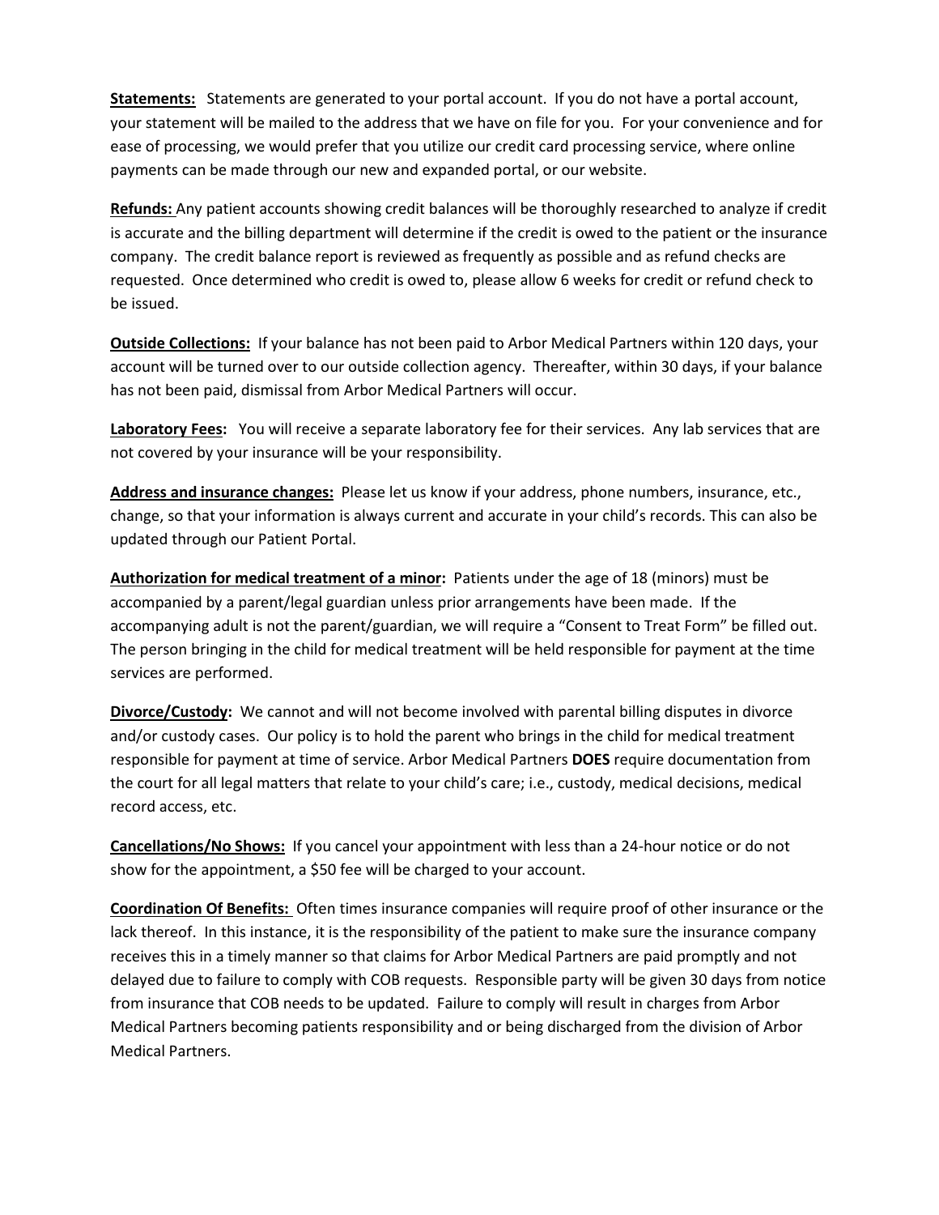**<u>Statements:</u>** Statements are generated to your portal account. If you do not have a portal account, your statement will be mailed to the address that we have on file for you. For your convenience and for ease of processing, we would prefer that you utilize our credit card processing service, where online payments can be made through our new and expanded portal, or our website.

**<u>Refunds:</u>** Any patient accounts showing credit balances will be thoroughly researched to analyze if credit is accurate and the billing department will determine if the credit is owed to the patient or the insurance company. The credit balance report is reviewed as frequently as possible and as refund checks are requested. Once determined who credit is owed to, please allow 6 weeks for credit or refund check to be issued.

**<u>Outside Collections:</u>** If your balance has not been paid to Arbor Medical Partners within 120 days, your account will be turned over to our outside collection agency. Thereafter, within 30 days, if your balance has not been paid, dismissal from Arbor Medical Partners will occur.

**<u>Laboratory Fees</u>:** You will receive a separate laboratory fee for their services. Any lab services that are not covered by your insurance will be your responsibility.

**<u>Address and insurance changes:</u>** Please let us know if your address, phone numbers, insurance, etc., change, so that your information is always current and accurate in your child's records. This can also be updated through our Patient Portal.

**<u>Authorization for medical treatment of a minor</u>:** Patients under the age of 18 (minors) must be accompanied by a parent/legal guardian unless prior arrangements have been made. If the accompanying adult is not the parent/guardian, we will require a "Consent to Treat Form" be filled out. The person bringing in the child for medical treatment will be held responsible for payment at the time services are performed.

**<u>Divorce/Custody</u>:** We cannot and will not become involved with parental billing disputes in divorce and/or custody cases. Our policy is to hold the parent who brings in the child for medical treatment responsible for payment at time of service. Arbor Medical Partners **DOES** require documentation from the court for all legal matters that relate to your child's care; i.e., custody, medical decisions, medical record access, etc.

**<u>Cancellations/No Shows:</u>** If you cancel your appointment with less than a 24-hour notice or do not show for the appointment, a $50 fee will be charged to your account.

**<u>Coordination Of Benefits:</u>** Often times insurance companies will require proof of other insurance or the lack thereof. In this instance, it is the responsibility of the patient to make sure the insurance company receives this in a timely manner so that claims for Arbor Medical Partners are paid promptly and not delayed due to failure to comply with COB requests. Responsible party will be given 30 days from notice from insurance that COB needs to be updated. Failure to comply will result in charges from Arbor Medical Partners becoming patients responsibility and or being discharged from the division of Arbor Medical Partners.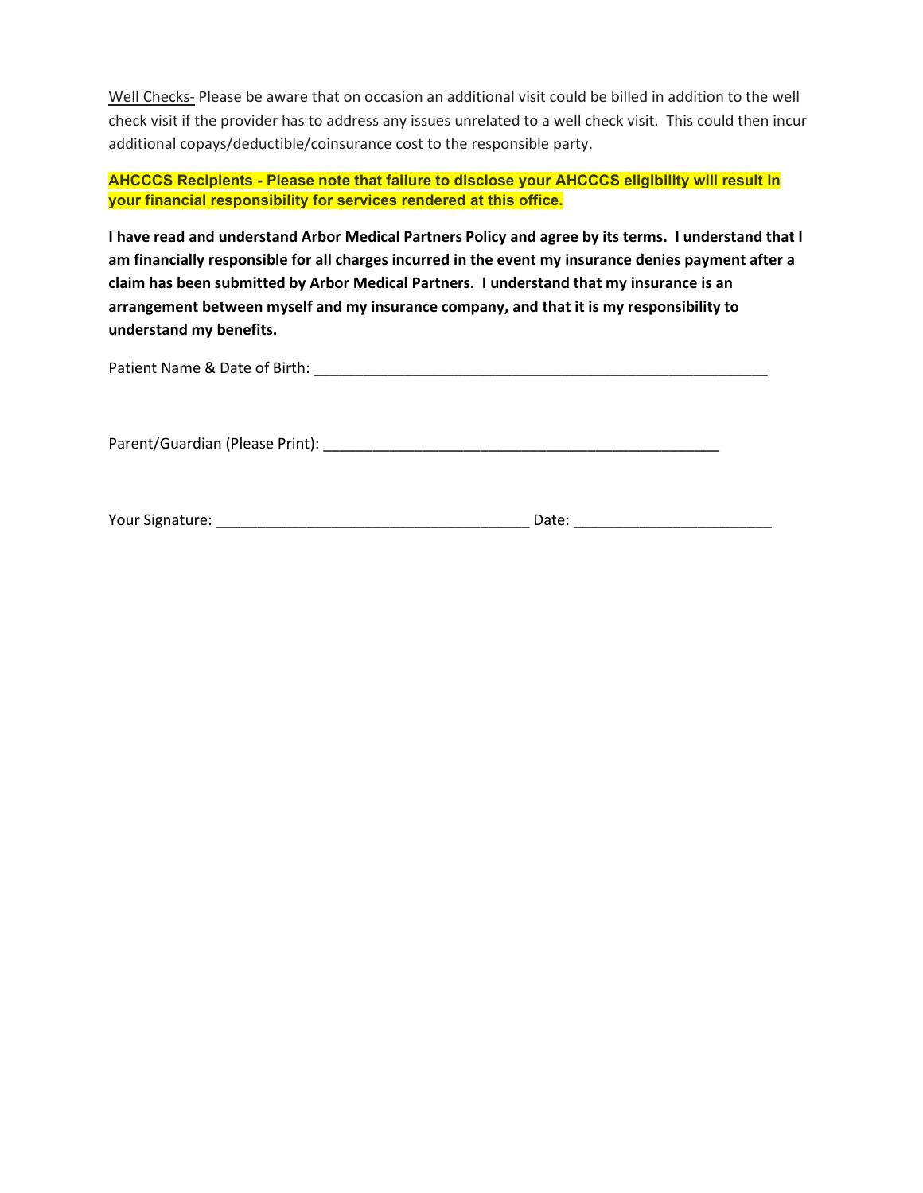Well Checks- Please be aware that on occasion an additional visit could be billed in addition to the well check visit if the provider has to address any issues unrelated to a well check visit. This could then incur additional copays/deductible/coinsurance cost to the responsible party.

**AHCCCS Recipients - Please note that failure to disclose your AHCCCS eligibility will result in your financial responsibility for services rendered at this office.**

**I have read and understand Arbor Medical Partners Policy and agree by its terms. I understand that I am financially responsible for all charges incurred in the event my insurance denies payment after a claim has been submitted by Arbor Medical Partners. I understand that my insurance is an arrangement between myself and my insurance company, and that it is my responsibility to understand my benefits.**

Patient Name & Date of Birth: ___________________________________________________________

Parent/Guardian (Please Print): ____________________________________________________

Your Signature: ________________________________________ Date: _________________________